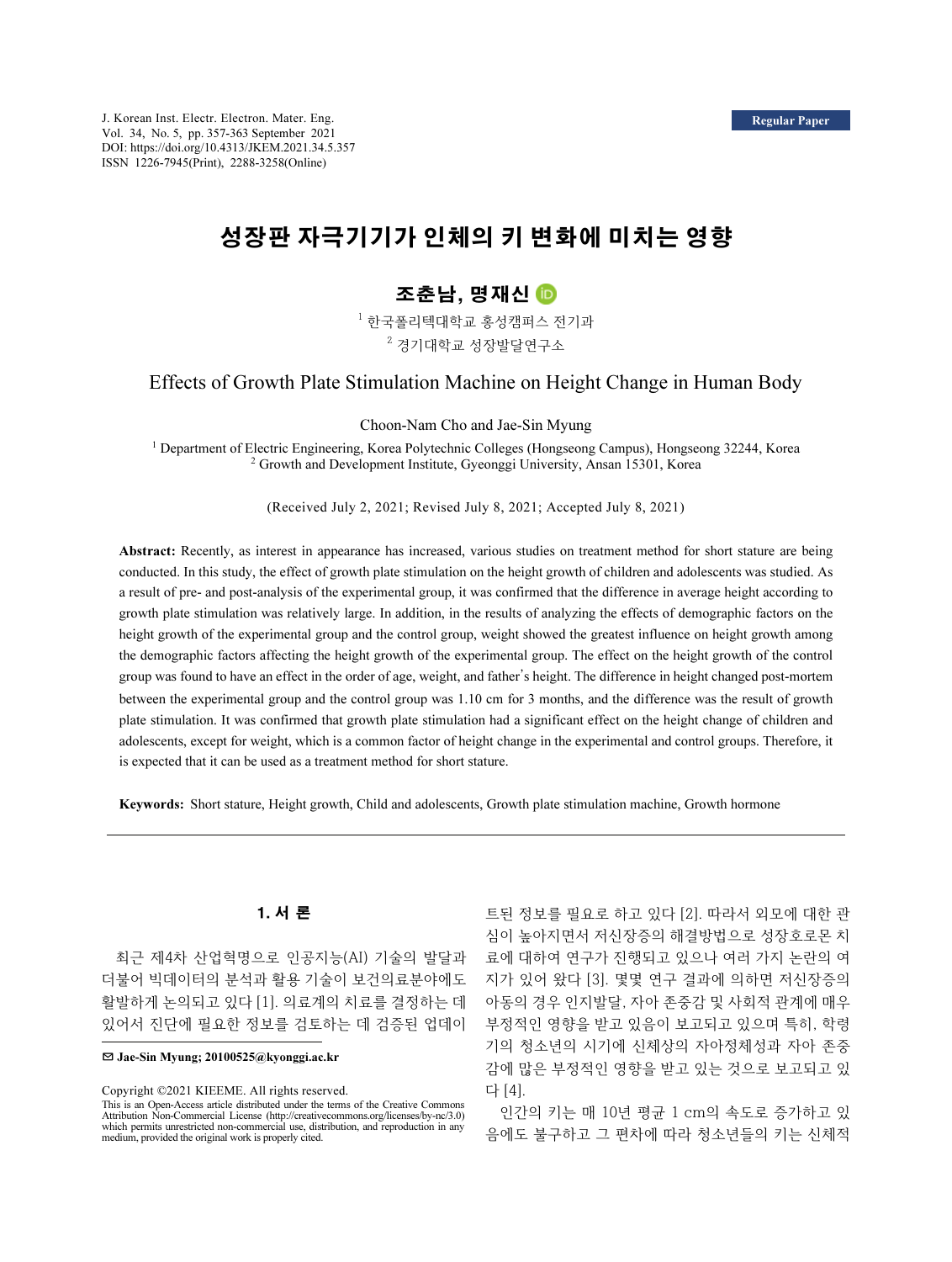**Regular Paper**

J. Korean Inst. Electr. Electron. Mater. Eng.
Vol. 34, No. 5, pp. 357-363 September 2021
DOI: https://doi.org/10.4313/JKEM.2021.34.5.357
ISSN 1226-7945(Print), 2288-3258(Online)

# 성장판 자극기기가 인체의 키 변화에 미치는 영향

**조춘남, 명재신**

[1] 한국폴리텍대학교 홍성캠퍼스 전기과
[2] 경기대학교 성장발달연구소

## Effects of Growth Plate Stimulation Machine on Height Change in Human Body

Choon-Nam Cho and Jae-Sin Myung

[1] Department of Electric Engineering, Korea Polytechnic Colleges (Hongseong Campus), Hongseong 32244, Korea
[2] Growth and Development Institute, Gyeonggi University, Ansan 15301, Korea

(Received July 2, 2021; Revised July 8, 2021; Accepted July 8, 2021)

**Abstract:** Recently, as interest in appearance has increased, various studies on treatment method for short stature are being conducted. In this study, the effect of growth plate stimulation on the height growth of children and adolescents was studied. As a result of pre- and post-analysis of the experimental group, it was confirmed that the difference in average height according to growth plate stimulation was relatively large. In addition, in the results of analyzing the effects of demographic factors on the height growth of the experimental group and the control group, weight showed the greatest influence on height growth among the demographic factors affecting the height growth of the experimental group. The effect on the height growth of the control group was found to have an effect in the order of age, weight, and father's height. The difference in height changed post-mortem between the experimental group and the control group was 1.10 cm for 3 months, and the difference was the result of growth plate stimulation. It was confirmed that growth plate stimulation had a significant effect on the height change of children and adolescents, except for weight, which is a common factor of height change in the experimental and control groups. Therefore, it is expected that it can be used as a treatment method for short stature.

**Keywords:** Short stature, Height growth, Child and adolescents, Growth plate stimulation machine, Growth hormone

---

## 1. 서 론

최근 제4차 산업혁명으로 인공지능(AI) 기술의 발달과 더불어 빅데이터의 분석과 활용 기술이 보건의료분야에도 활발하게 논의되고 있다 [1]. 의료계의 치료를 결정하는 데 있어서 진단에 필요한 정보를 검토하는 데 검증된 업데이트된 정보를 필요로 하고 있다 [2]. 따라서 외모에 대한 관심이 높아지면서 저신장증의 해결방법으로 성장호르몬 치료에 대하여 연구가 진행되고 있으나 여러 가지 논란의 여지가 있어 왔다 [3]. 몇몇 연구 결과에 의하면 저신장증의 아동의 경우 인지발달, 자아 존중감 및 사회적 관계에 매우 부정적인 영향을 받고 있음이 보고되고 있으며 특히, 학령기의 청소년의 시기에 신체상의 자아정체성과 자아 존중감에 많은 부정적인 영향을 받고 있는 것으로 보고되고 있다 [4].

인간의 키는 매 10년 평균 1 cm의 속도로 증가하고 있음에도 불구하고 그 편차에 따라 청소년들의 키는 신체적

✉ Jae-Sin Myung; 20100525@kyonggi.ac.kr

Copyright ©2021 KIEEME. All rights reserved.
This is an Open-Access article distributed under the terms of the Creative Commons Attribution Non-Commercial License (http://creativecommons.org/licenses/by-nc/3.0) which permits unrestricted non-commercial use, distribution, and reproduction in any medium, provided the original work is properly cited.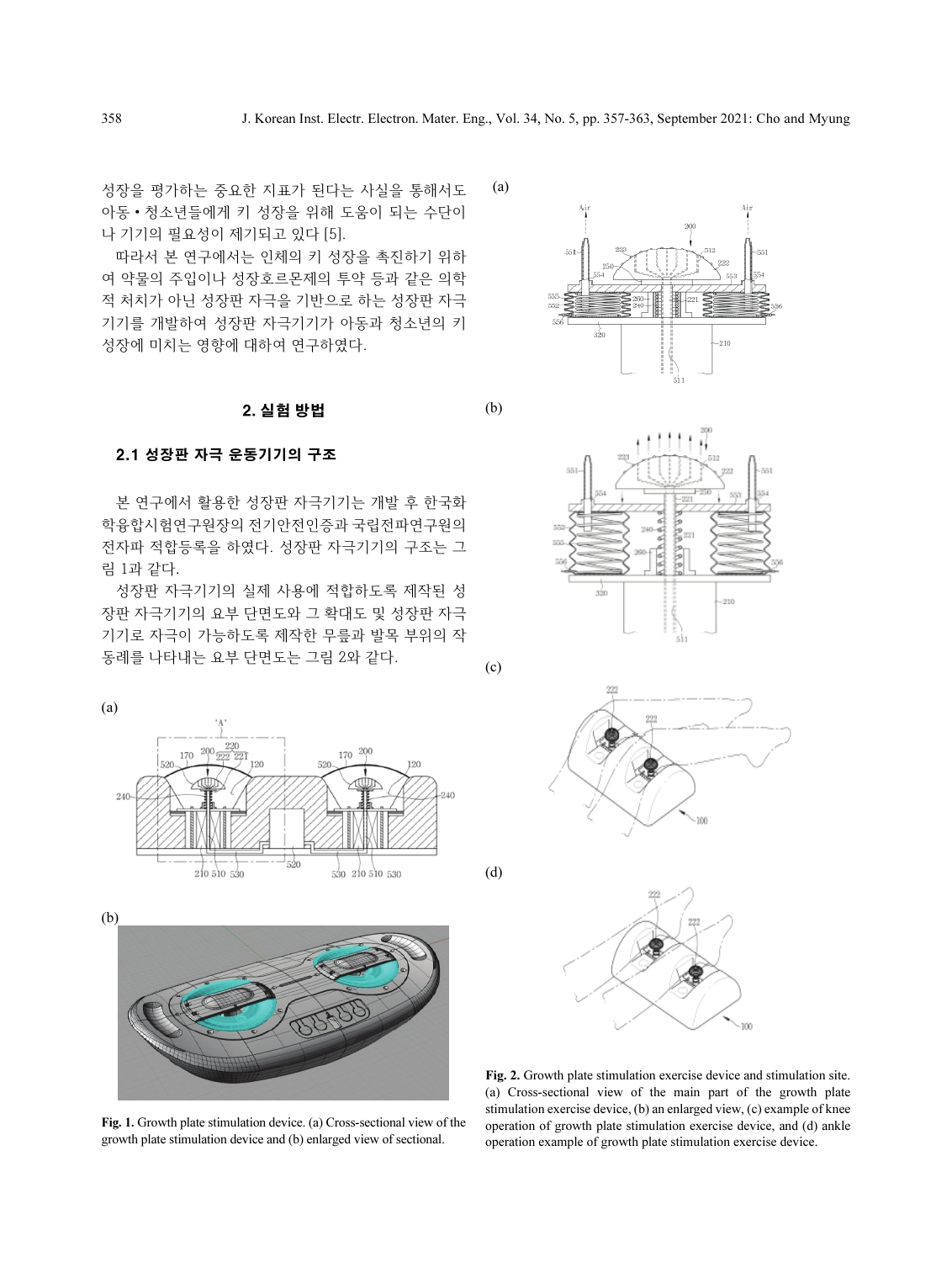성장을 평가하는 중요한 지표가 된다는 사실을 통해서도 아동 • 청소년들에게 키 성장을 위해 도움이 되는 수단이나 기기의 필요성이 제기되고 있다 [5].

따라서 본 연구에서는 인체의 키 성장을 촉진하기 위하여 약물의 주입이나 성장호르몬제의 투약 등과 같은 의학적 처치가 아닌 성장판 자극을 기반으로 하는 성장판 자극기기를 개발하여 성장판 자극기기가 아동과 청소년의 키 성장에 미치는 영향에 대하여 연구하였다.

## 2. 실험 방법

### 2.1 성장판 자극 운동기기의 구조

본 연구에서 활용한 성장판 자극기기는 개발 후 한국화학융합시험연구원장의 전기안전인증과 국립전파연구원의 전자파 적합등록을 하였다. 성장판 자극기기의 구조는 그림 1과 같다.

성장판 자극기기의 실제 사용에 적합하도록 제작된 성장판 자극기기의 요부 단면도와 그 확대도 및 성장판 자극기기로 자극이 가능하도록 제작한 무릎과 발목 부위의 작동례를 나타내는 요부 단면도는 그림 2와 같다.

**Fig. 1.** Growth plate stimulation device. (a) Cross-sectional view of the growth plate stimulation device and (b) enlarged view of sectional.

**Fig. 2.** Growth plate stimulation exercise device and stimulation site. (a) Cross-sectional view of the main part of the growth plate stimulation exercise device, (b) an enlarged view, (c) example of knee operation of growth plate stimulation exercise device, and (d) ankle operation example of growth plate stimulation exercise device.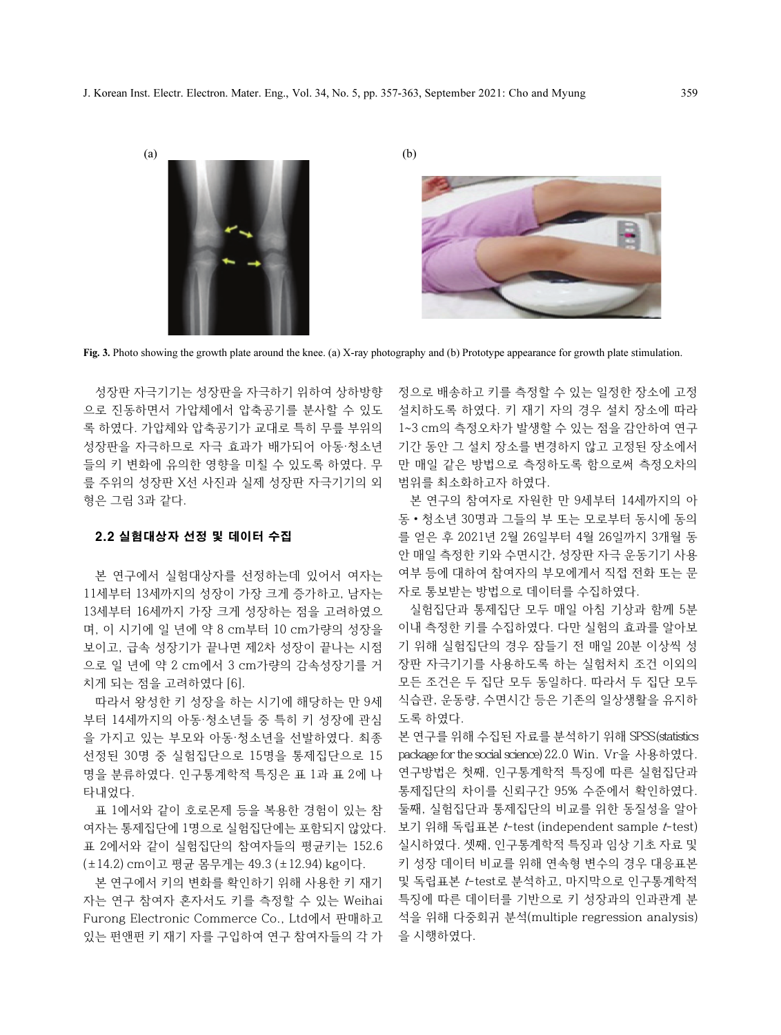(a)

(b)

**Fig. 3.** Photo showing the growth plate around the knee. (a) X-ray photography and (b) Prototype appearance for growth plate stimulation.

성장판 자극기기는 성장판을 자극하기 위하여 상하방향으로 진동하면서 가압체에서 압축공기를 분사할 수 있도록 하였다. 가압체와 압축공기가 교대로 특히 무릎 부위의 성장판을 자극하므로 자극 효과가 배가되어 아동·청소년들의 키 변화에 유의한 영향을 미칠 수 있도록 하였다. 무릎 주위의 성장판 X선 사진과 실제 성장판 자극기기의 외형은 그림 3과 같다.

## 2.2 실험대상자 선정 및 데이터 수집

본 연구에서 실험대상자를 선정하는데 있어서 여자는 11세부터 13세까지의 성장이 가장 크게 증가하고, 남자는 13세부터 16세까지 가장 크게 성장하는 점을 고려하였으며, 이 시기에 일 년에 약 8 cm부터 10 cm가량의 성장을 보이고, 급속 성장기가 끝나면 제2차 성장이 끝나는 시점으로 일 년에 약 2 cm에서 3 cm가량의 감속성장기를 거치게 되는 점을 고려하였다 [6].

따라서 왕성한 키 성장을 하는 시기에 해당하는 만 9세부터 14세까지의 아동·청소년들 중 특히 키 성장에 관심을 가지고 있는 부모와 아동·청소년을 선발하였다. 최종 선정된 30명 중 실험집단으로 15명을 통제집단으로 15명을 분류하였다. 인구통계학적 특징은 표 1과 표 2에 나타내었다.

표 1에서와 같이 호르몬제 등을 복용한 경험이 있는 참여자는 통제집단에 1명으로 실험집단에는 포함되지 않았다. 표 2에서와 같이 실험집단의 참여자들의 평균키는 152.6 (±14.2) cm이고 평균 몸무게는 49.3 (±12.94) kg이다.

본 연구에서 키의 변화를 확인하기 위해 사용한 키 재기 자는 연구 참여자 혼자서도 키를 측정할 수 있는 Weihai Furong Electronic Commerce Co., Ltd에서 판매하고 있는 편앤편 키 재기 자를 구입하여 연구 참여자들의 각 가정으로 배송하고 키를 측정할 수 있는 일정한 장소에 고정 설치하도록 하였다. 키 재기 자의 경우 설치 장소에 따라 1~3 cm의 측정오차가 발생할 수 있는 점을 감안하여 연구 기간 동안 그 설치 장소를 변경하지 않고 고정된 장소에서만 매일 같은 방법으로 측정하도록 함으로써 측정오차의 범위를 최소화하고자 하였다.

본 연구의 참여자로 자원한 만 9세부터 14세까지의 아동•청소년 30명과 그들의 부 또는 모로부터 동시에 동의를 얻은 후 2021년 2월 26일부터 4월 26일까지 3개월 동안 매일 측정한 키와 수면시간, 성장판 자극 운동기기 사용 여부 등에 대하여 참여자의 부모에게서 직접 전화 또는 문자로 통보받는 방법으로 데이터를 수집하였다.

실험집단과 통제집단 모두 매일 아침 기상과 함께 5분 이내 측정한 키를 수집하였다. 다만 실험의 효과를 알아보기 위해 실험집단의 경우 잠들기 전 매일 20분 이상씩 성장판 자극기기를 사용하도록 하는 실험처치 조건 이외의 모든 조건은 두 집단 모두 동일하다. 따라서 두 집단 모두 식습관, 운동량, 수면시간 등은 기존의 일상생활을 유지하도록 하였다.

본 연구를 위해 수집된 자료를 분석하기 위해 SPSS(statistics package for the social science) 22.0 Win. Vr을 사용하였다. 연구방법은 첫째, 인구통계학적 특징에 따른 실험집단과 통제집단의 차이를 신뢰구간 95% 수준에서 확인하였다. 둘째, 실험집단과 통제집단의 비교를 위한 동질성을 알아보기 위해 독립표본 *t*-test (independent sample *t*-test) 실시하였다. 셋째, 인구통계학적 특징과 임상 기초 자료 및 키 성장 데이터 비교를 위해 연속형 변수의 경우 대응표본 및 독립표본 *t*-test로 분석하고, 마지막으로 인구통계학적 특징에 따른 데이터를 기반으로 키 성장과의 인과관계 분석을 위해 다중회귀 분석(multiple regression analysis)을 시행하였다.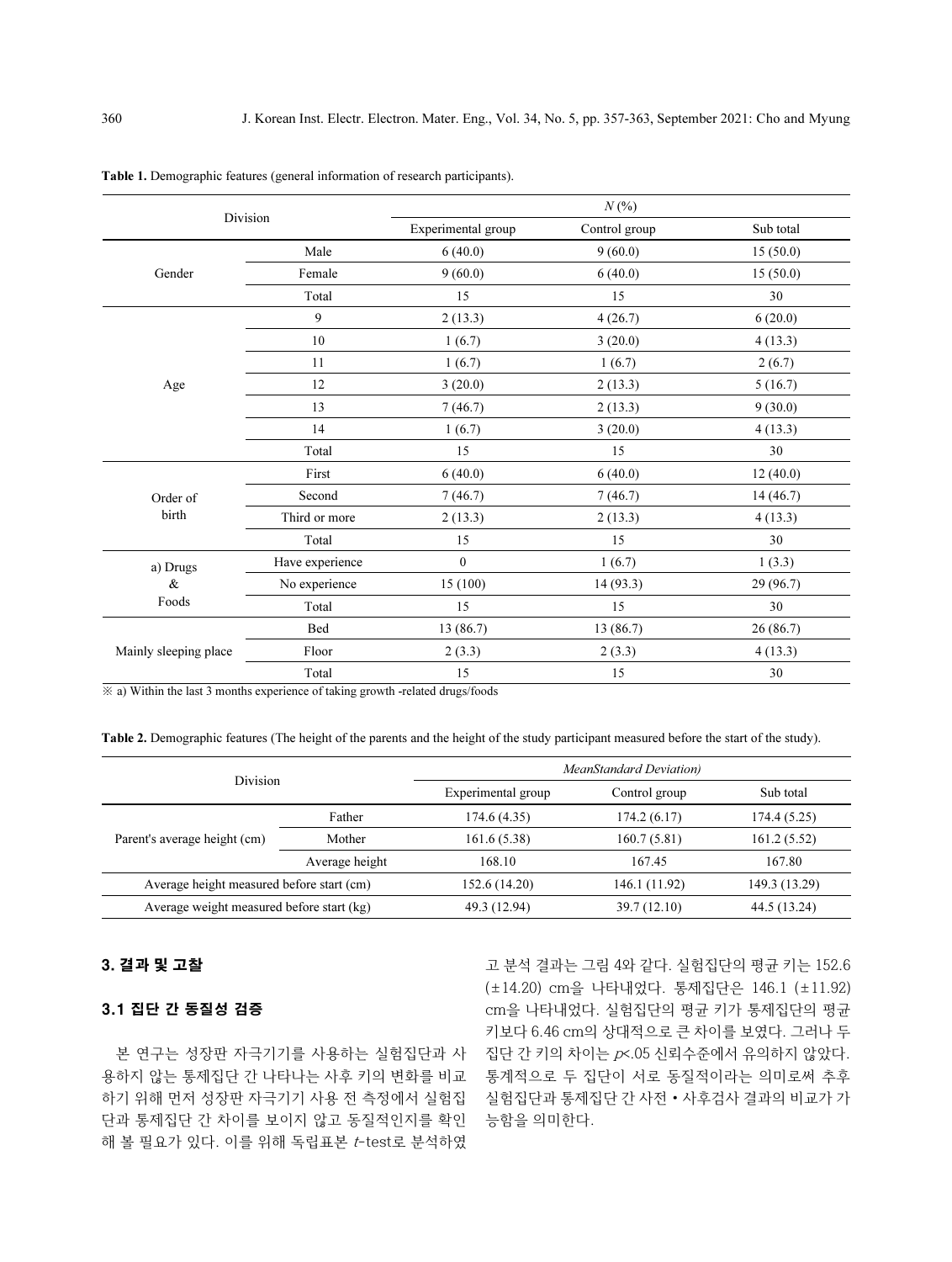**Table 1.** Demographic features (general information of research participants).

| Division | | *N* (%) | | |
|---|---|---|---|---|
| | | Experimental group | Control group | Sub total |
| Gender | Male | 6 (40.0) | 9 (60.0) | 15 (50.0) |
| | Female | 9 (60.0) | 6 (40.0) | 15 (50.0) |
| | Total | 15 | 15 | 30 |
| Age | 9 | 2 (13.3) | 4 (26.7) | 6 (20.0) |
| | 10 | 1 (6.7) | 3 (20.0) | 4 (13.3) |
| | 11 | 1 (6.7) | 1 (6.7) | 2 (6.7) |
| | 12 | 3 (20.0) | 2 (13.3) | 5 (16.7) |
| | 13 | 7 (46.7) | 2 (13.3) | 9 (30.0) |
| | 14 | 1 (6.7) | 3 (20.0) | 4 (13.3) |
| | Total | 15 | 15 | 30 |
| Order of birth | First | 6 (40.0) | 6 (40.0) | 12 (40.0) |
| | Second | 7 (46.7) | 7 (46.7) | 14 (46.7) |
| | Third or more | 2 (13.3) | 2 (13.3) | 4 (13.3) |
| | Total | 15 | 15 | 30 |
| a) Drugs & Foods | Have experience | 0 | 1 (6.7) | 1 (3.3) |
| | No experience | 15 (100) | 14 (93.3) | 29 (96.7) |
| | Total | 15 | 15 | 30 |
| Mainly sleeping place | Bed | 13 (86.7) | 13 (86.7) | 26 (86.7) |
| | Floor | 2 (3.3) | 2 (3.3) | 4 (13.3) |
| | Total | 15 | 15 | 30 |

※ a) Within the last 3 months experience of taking growth -related drugs/foods

**Table 2.** Demographic features (The height of the parents and the height of the study participant measured before the start of the study).

| Division | | *MeanStandard Deviation)* | | |
|---|---|---|---|---|
| | | Experimental group | Control group | Sub total |
| Parent's average height (cm) | Father | 174.6 (4.35) | 174.2 (6.17) | 174.4 (5.25) |
| | Mother | 161.6 (5.38) | 160.7 (5.81) | 161.2 (5.52) |
| | Average height | 168.10 | 167.45 | 167.80 |
| Average height measured before start (cm) | | 152.6 (14.20) | 146.1 (11.92) | 149.3 (13.29) |
| Average weight measured before start (kg) | | 49.3 (12.94) | 39.7 (12.10) | 44.5 (13.24) |

## 3. 결과 및 고찰

### 3.1 집단 간 동질성 검증

본 연구는 성장판 자극기기를 사용하는 실험집단과 사용하지 않는 통제집단 간 나타나는 사후 키의 변화를 비교하기 위해 먼저 성장판 자극기기 사용 전 측정에서 실험집단과 통제집단 간 차이를 보이지 않고 동질적인지를 확인해 볼 필요가 있다. 이를 위해 독립표본 $t$-test로 분석하였고 분석 결과는 그림 4와 같다. 실험집단의 평균 키는 152.6 (±14.20) cm을 나타내었다. 통제집단은 146.1 (±11.92) cm을 나타내었다. 실험집단의 평균 키가 통제집단의 평균 키보다 6.46 cm의 상대적으로 큰 차이를 보였다. 그러나 두 집단 간 키의 차이는 $p$<.05 신뢰수준에서 유의하지 않았다. 통계적으로 두 집단이 서로 동질적이라는 의미로써 추후 실험집단과 통제집단 간 사전 • 사후검사 결과의 비교가 가능함을 의미한다.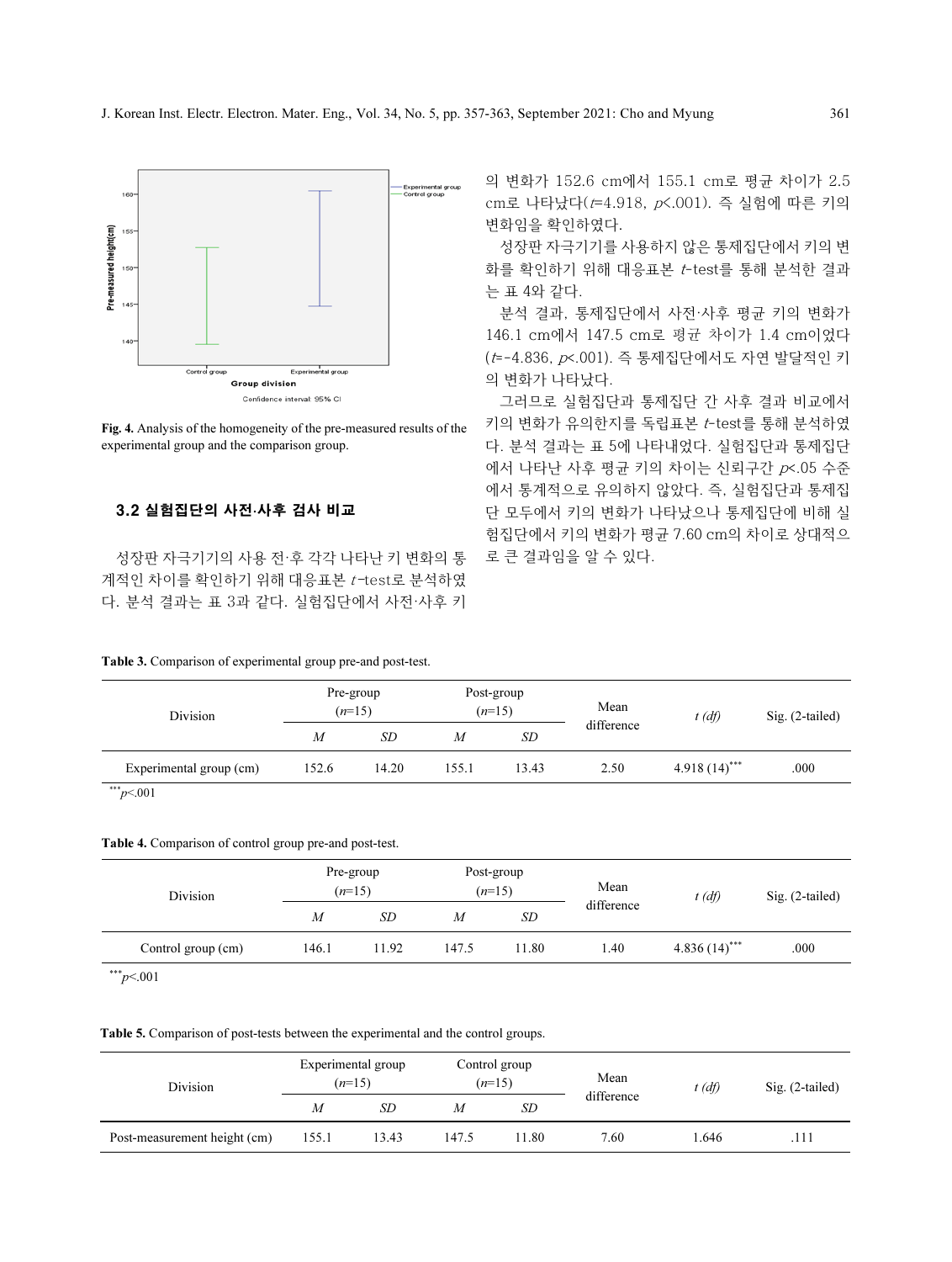Fig. 4. Analysis of the homogeneity of the pre-measured results of the experimental group and the comparison group.

### 3.2 실험집단의 사전·사후 검사 비교

성장판 자극기기의 사용 전·후 각각 나타난 키 변화의 통계적인 차이를 확인하기 위해 대응표본 $t$-test로 분석하였다. 분석 결과는 표 3과 같다. 실험집단에서 사전·사후 키의 변화가 152.6 cm에서 155.1 cm로 평균 차이가 2.5 cm로 나타났다($t$=4.918, $p$<.001). 즉 실험에 따른 키의 변화임을 확인하였다.

성장판 자극기기를 사용하지 않은 통제집단에서 키의 변화를 확인하기 위해 대응표본 $t$-test를 통해 분석한 결과는 표 4와 같다.

분석 결과, 통제집단에서 사전·사후 평균 키의 변화가 146.1 cm에서 147.5 cm로 평균 차이가 1.4 cm이었다 ($t$=-4.836, $p$<.001). 즉 통제집단에서도 자연 발달적인 키의 변화가 나타났다.

그러므로 실험집단과 통제집단 간 사후 결과 비교에서 키의 변화가 유의한지를 독립표본 $t$-test를 통해 분석하였다. 분석 결과는 표 5에 나타내었다. 실험집단과 통제집단에서 나타난 사후 평균 키의 차이는 신뢰구간 $p$<.05 수준에서 통계적으로 유의하지 않았다. 즉, 실험집단과 통제집단 모두에서 키의 변화가 나타났으나 통제집단에 비해 실험집단에서 키의 변화가 평균 7.60 cm의 차이로 상대적으로 큰 결과임을 알 수 있다.

Table 3. Comparison of experimental group pre-and post-test.

| Division | Pre-group ($n$=15) | | Post-group ($n$=15) | | Mean difference | $t$ ($df$) | Sig. (2-tailed) |
|---|---|---|---|---|---|---|---|
| | $M$ | $SD$ | $M$ | $SD$ | | | |
| Experimental group (cm) | 152.6 | 14.20 | 155.1 | 13.43 | 2.50 | 4.918 (14)*** | .000 |

***$p$<.001

Table 4. Comparison of control group pre-and post-test.

| Division | Pre-group ($n$=15) | | Post-group ($n$=15) | | Mean difference | $t$ ($df$) | Sig. (2-tailed) |
|---|---|---|---|---|---|---|---|
| | $M$ | $SD$ | $M$ | $SD$ | | | |
| Control group (cm) | 146.1 | 11.92 | 147.5 | 11.80 | 1.40 | 4.836 (14)*** | .000 |

***$p$<.001

Table 5. Comparison of post-tests between the experimental and the control groups.

| Division | Experimental group ($n$=15) | | Control group ($n$=15) | | Mean difference | $t$ ($df$) | Sig. (2-tailed) |
|---|---|---|---|---|---|---|---|
| | $M$ | $SD$ | $M$ | $SD$ | | | |
| Post-measurement height (cm) | 155.1 | 13.43 | 147.5 | 11.80 | 7.60 | 1.646 | .111 |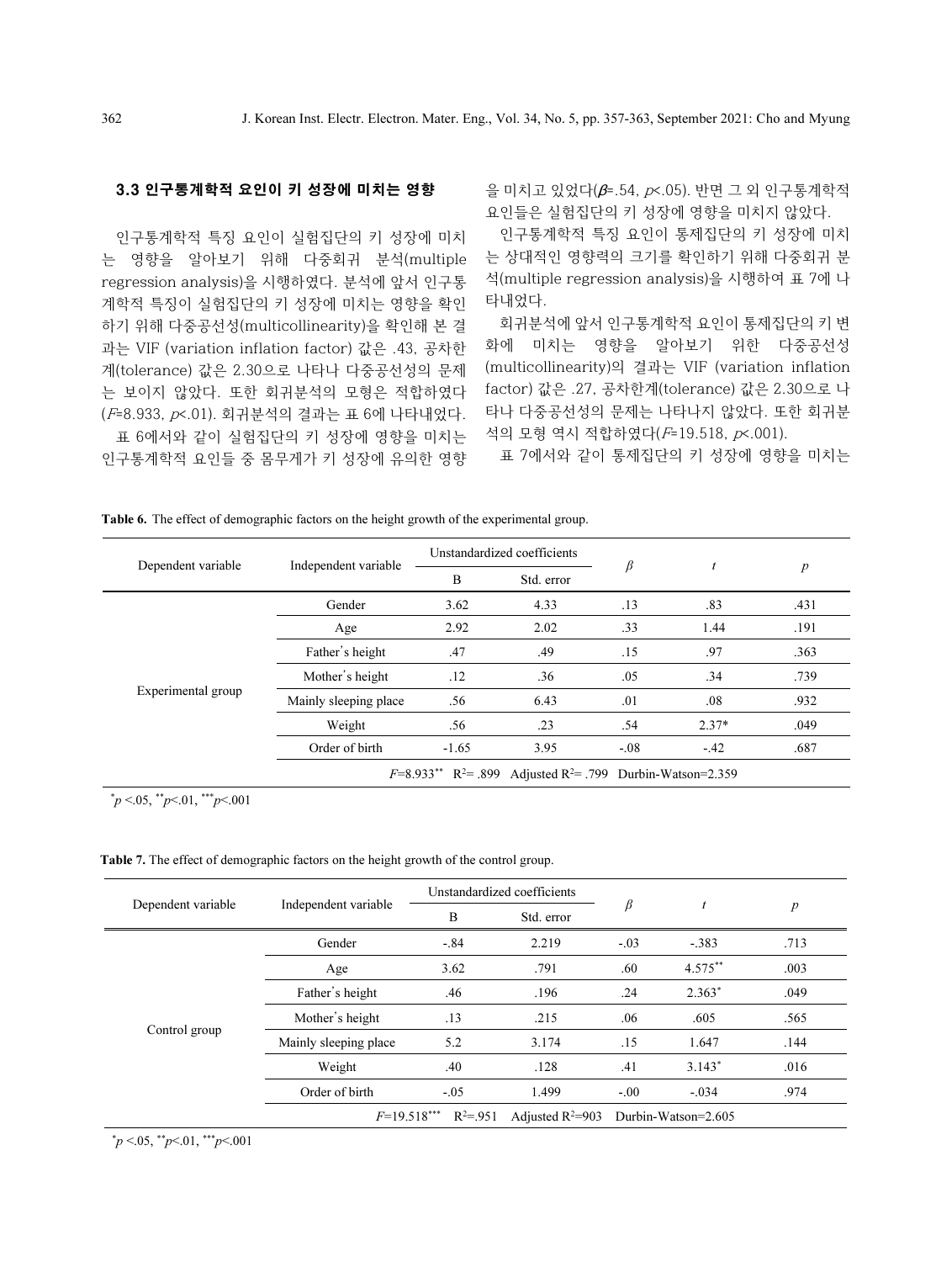### 3.3 인구통계학적 요인이 키 성장에 미치는 영향

인구통계학적 특징 요인이 실험집단의 키 성장에 미치는 영향을 알아보기 위해 다중회귀 분석(multiple regression analysis)을 시행하였다. 분석에 앞서 인구통계학적 특징이 실험집단의 키 성장에 미치는 영향을 확인하기 위해 다중공선성(multicollinearity)을 확인해 본 결과는 VIF (variation inflation factor) 값은 .43, 공차한계(tolerance) 값은 2.30으로 나타나 다중공선성의 문제는 보이지 않았다. 또한 회귀분석의 모형은 적합하였다 ($F$=8.933, $p$<.01). 회귀분석의 결과는 표 6에 나타내었다.

표 6에서와 같이 실험집단의 키 성장에 영향을 미치는 인구통계학적 요인들 중 몸무게가 키 성장에 유의한 영향을 미치고 있었다($\beta$=.54, $p$<.05). 반면 그 외 인구통계학적 요인들은 실험집단의 키 성장에 영향을 미치지 않았다.

인구통계학적 특징 요인이 통제집단의 키 성장에 미치는 상대적인 영향력의 크기를 확인하기 위해 다중회귀 분석(multiple regression analysis)을 시행하여 표 7에 나타내었다.

회귀분석에 앞서 인구통계학적 요인이 통제집단의 키 변화에 미치는 영향을 알아보기 위한 다중공선성(multicollinearity)의 결과는 VIF (variation inflation factor) 값은 .27, 공차한계(tolerance) 값은 2.30으로 나타나 다중공선성의 문제는 나타나지 않았다. 또한 회귀분석의 모형 역시 적합하였다($F$=19.518, $p$<.001).

표 7에서와 같이 통제집단의 키 성장에 영향을 미치는

**Table 6.** The effect of demographic factors on the height growth of the experimental group.

| Dependent variable | Independent variable | Unstandardized coefficients | | $\beta$ | $t$ | $p$ |
|---|---|---|---|---|---|---|
| | | B | Std. error | | | |
| Experimental group | Gender | 3.62 | 4.33 | .13 | .83 | .431 |
| | Age | 2.92 | 2.02 | .33 | 1.44 | .191 |
| | Father's height | .47 | .49 | .15 | .97 | .363 |
| | Mother's height | .12 | .36 | .05 | .34 | .739 |
| | Mainly sleeping place | .56 | 6.43 | .01 | .08 | .932 |
| | Weight | .56 | .23 | .54 | 2.37* | .049 |
| | Order of birth | -1.65 | 3.95 | -.08 | -.42 | .687 |
| | $F$=8.933** $R^2$= .899 Adjusted $R^2$= .799 Durbin-Watson=2.359 | | | | | |

*$p$ <.05, **$p$<.01, ***$p$<.001

**Table 7.** The effect of demographic factors on the height growth of the control group.

| Dependent variable | Independent variable | Unstandardized coefficients | | $\beta$ | $t$ | $p$ |
|---|---|---|---|---|---|---|
| | | B | Std. error | | | |
| Control group | Gender | -.84 | 2.219 | -.03 | -.383 | .713 |
| | Age | 3.62 | .791 | .60 | 4.575** | .003 |
| | Father's height | .46 | .196 | .24 | 2.363* | .049 |
| | Mother's height | .13 | .215 | .06 | .605 | .565 |
| | Mainly sleeping place | 5.2 | 3.174 | .15 | 1.647 | .144 |
| | Weight | .40 | .128 | .41 | 3.143* | .016 |
| | Order of birth | -.05 | 1.499 | -.00 | -.034 | .974 |
| | $F$=19.518*** $R^2$=.951 Adjusted $R^2$=903 Durbin-Watson=2.605 | | | | | |

*$p$ <.05, **$p$<.01, ***$p$<.001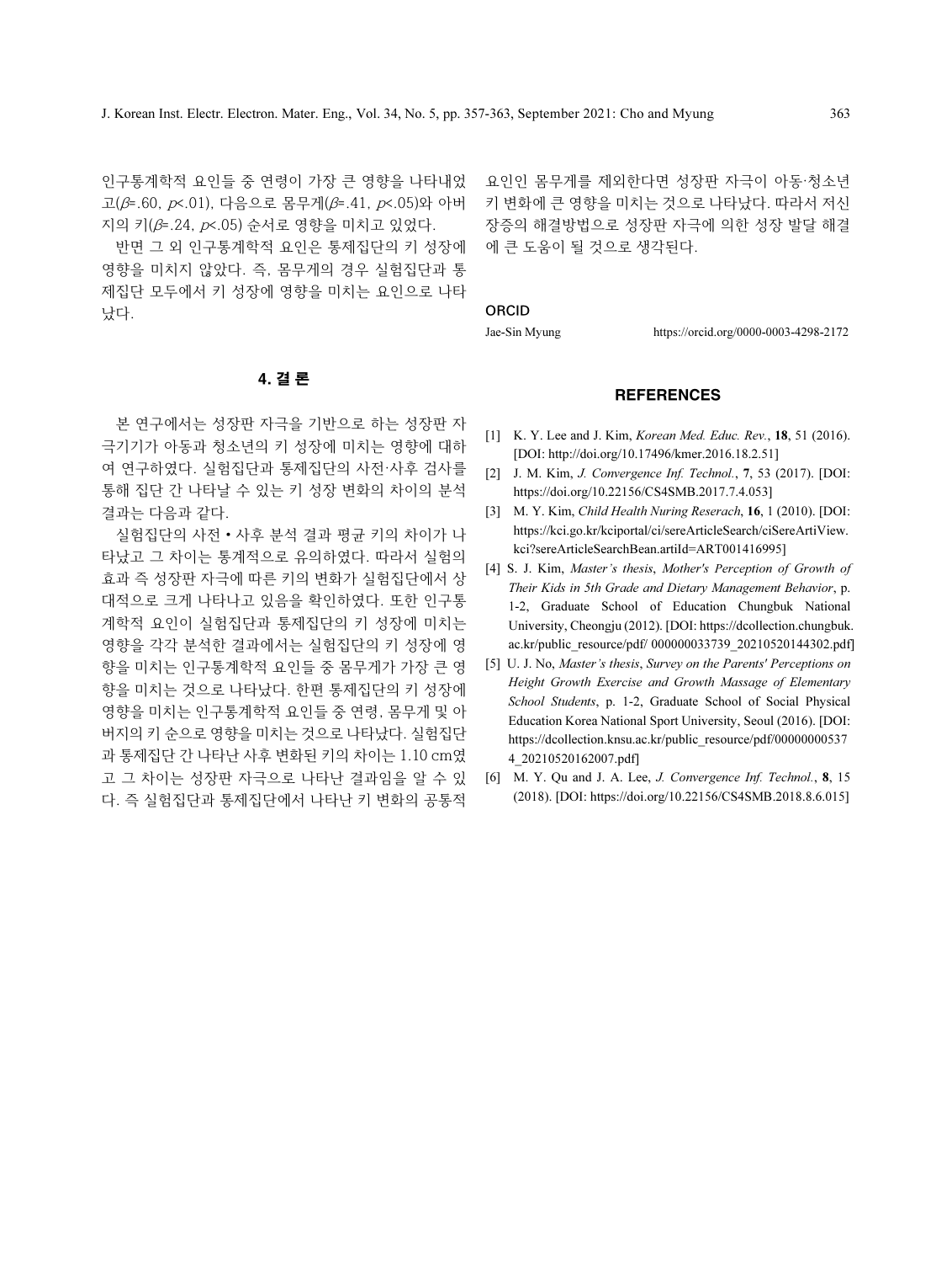인구통계학적 요인들 중 연령이 가장 큰 영향을 나타내었고($\beta$=.60, $p$<.01), 다음으로 몸무게($\beta$=.41, $p$<.05)와 아버지의 키($\beta$=.24, $p$<.05) 순서로 영향을 미치고 있었다.

반면 그 외 인구통계학적 요인은 통제집단의 키 성장에 영향을 미치지 않았다. 즉, 몸무게의 경우 실험집단과 통제집단 모두에서 키 성장에 영향을 미치는 요인으로 나타났다.

## 4. 결 론

본 연구에서는 성장판 자극을 기반으로 하는 성장판 자극기기가 아동과 청소년의 키 성장에 미치는 영향에 대하여 연구하였다. 실험집단과 통제집단의 사전·사후 검사를 통해 집단 간 나타날 수 있는 키 성장 변화의 차이의 분석 결과는 다음과 같다.

실험집단의 사전 • 사후 분석 결과 평균 키의 차이가 나타났고 그 차이는 통계적으로 유의하였다. 따라서 실험의 효과 즉 성장판 자극에 따른 키의 변화가 실험집단에서 상대적으로 크게 나타나고 있음을 확인하였다. 또한 인구통계학적 요인이 실험집단과 통제집단의 키 성장에 미치는 영향을 각각 분석한 결과에서는 실험집단의 키 성장에 영향을 미치는 인구통계학적 요인들 중 몸무게가 가장 큰 영향을 미치는 것으로 나타났다. 한편 통제집단의 키 성장에 영향을 미치는 인구통계학적 요인들 중 연령, 몸무게 및 아버지의 키 순으로 영향을 미치는 것으로 나타났다. 실험집단과 통제집단 간 나타난 사후 변화된 키의 차이는 1.10 cm였고 그 차이는 성장판 자극으로 나타난 결과임을 알 수 있다. 즉 실험집단과 통제집단에서 나타난 키 변화의 공통적 요인인 몸무게를 제외한다면 성장판 자극이 아동·청소년 키 변화에 큰 영향을 미치는 것으로 나타났다. 따라서 저신장증의 해결방법으로 성장판 자극에 의한 성장 발달 해결에 큰 도움이 될 것으로 생각된다.

### ORCID

Jae-Sin Myung https://orcid.org/0000-0003-4298-2172

## REFERENCES

[1] K. Y. Lee and J. Kim, *Korean Med. Educ. Rev.*, **18**, 51 (2016). [DOI: http://doi.org/10.17496/kmer.2016.18.2.51]

[2] J. M. Kim, *J. Convergence Inf. Technol.*, **7**, 53 (2017). [DOI: https://doi.org/10.22156/CS4SMB.2017.7.4.053]

[3] M. Y. Kim, *Child Health Nuring Reserach*, **16**, 1 (2010). [DOI: https://kci.go.kr/kciportal/ci/sereArticleSearch/ciSereArtiView.kci?sereArticleSearchBean.artiId=ART001416995]

[4] S. J. Kim, *Master's thesis*, *Mother's Perception of Growth of Their Kids in 5th Grade and Dietary Management Behavior*, p. 1-2, Graduate School of Education Chungbuk National University, Cheongju (2012). [DOI: https://dcollection.chungbuk.ac.kr/public_resource/pdf/ 000000033739_20210520144302.pdf]

[5] U. J. No, *Master's thesis*, *Survey on the Parents' Perceptions on Height Growth Exercise and Growth Massage of Elementary School Students*, p. 1-2, Graduate School of Social Physical Education Korea National Sport University, Seoul (2016). [DOI: https://dcollection.knsu.ac.kr/public_resource/pdf/000000005374_20210520162007.pdf]

[6] M. Y. Qu and J. A. Lee, *J. Convergence Inf. Technol.*, **8**, 15 (2018). [DOI: https://doi.org/10.22156/CS4SMB.2018.8.6.015]